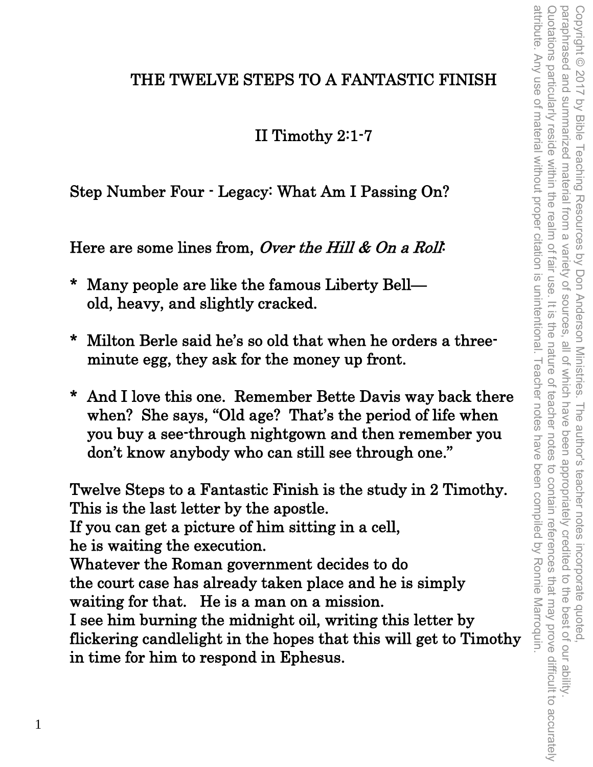# THE TWELVE STEPS TO A FANTASTIC FINISH

## II Timothy 2:1-7

### Step Number Four - Legacy: What Am I Passing On?

Here are some lines from, *Over the Hill & On a Roll*:

* Many people are like the famous Liberty Bell— old, heavy, and slightly cracked.

* Milton Berle said he's so old that when he orders a three-minute egg, they ask for the money up front.

* And I love this one. Remember Bette Davis way back there when? She says, "Old age? That's the period of life when you buy a see-through nightgown and then remember you don't know anybody who can still see through one."

Twelve Steps to a Fantastic Finish is the study in 2 Timothy.
This is the last letter by the apostle.
If you can get a picture of him sitting in a cell,
he is waiting the execution.
Whatever the Roman government decides to do
the court case has already taken place and he is simply waiting for that. He is a man on a mission.
I see him burning the midnight oil, writing this letter by flickering candlelight in the hopes that this will get to Timothy in time for him to respond in Ephesus.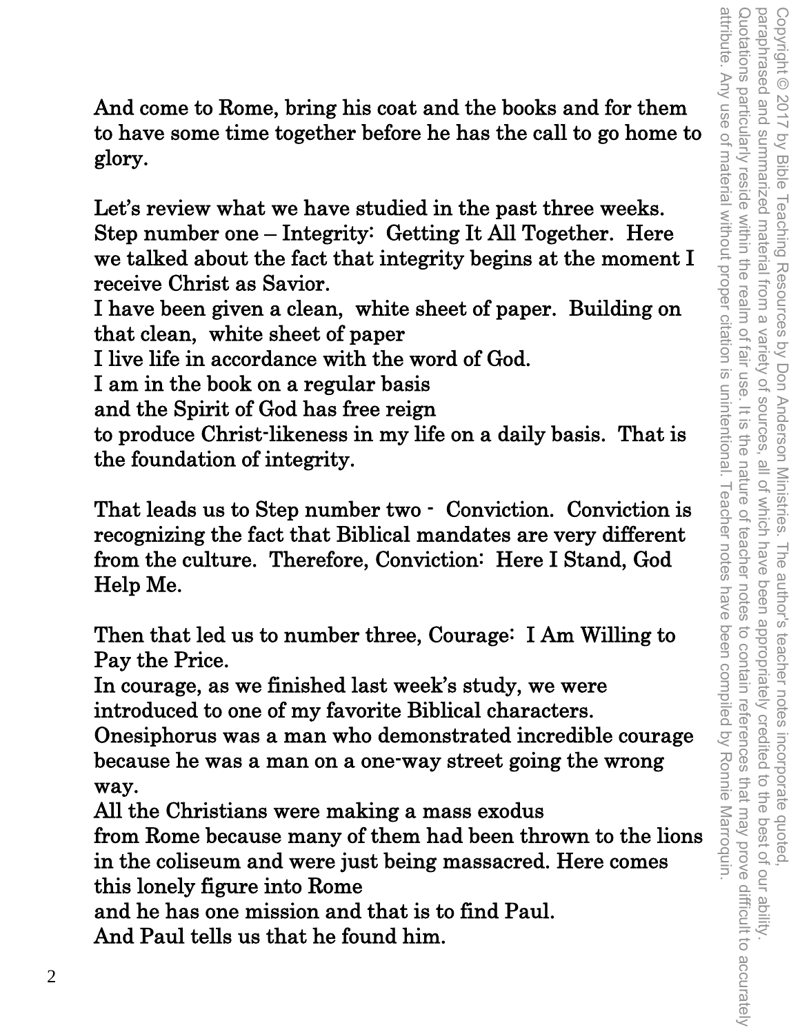And come to Rome, bring his coat and the books and for them to have some time together before he has the call to go home to glory.

Let's review what we have studied in the past three weeks. Step number one – Integrity: Getting It All Together. Here we talked about the fact that integrity begins at the moment I receive Christ as Savior.
I have been given a clean, white sheet of paper. Building on that clean, white sheet of paper
I live life in accordance with the word of God.
I am in the book on a regular basis
and the Spirit of God has free reign
to produce Christ-likeness in my life on a daily basis. That is the foundation of integrity.

That leads us to Step number two - Conviction. Conviction is recognizing the fact that Biblical mandates are very different from the culture. Therefore, Conviction: Here I Stand, God Help Me.

Then that led us to number three, Courage: I Am Willing to Pay the Price.
In courage, as we finished last week's study, we were introduced to one of my favorite Biblical characters.
Onesiphorus was a man who demonstrated incredible courage because he was a man on a one-way street going the wrong way.
All the Christians were making a mass exodus
from Rome because many of them had been thrown to the lions in the coliseum and were just being massacred. Here comes this lonely figure into Rome
and he has one mission and that is to find Paul.
And Paul tells us that he found him.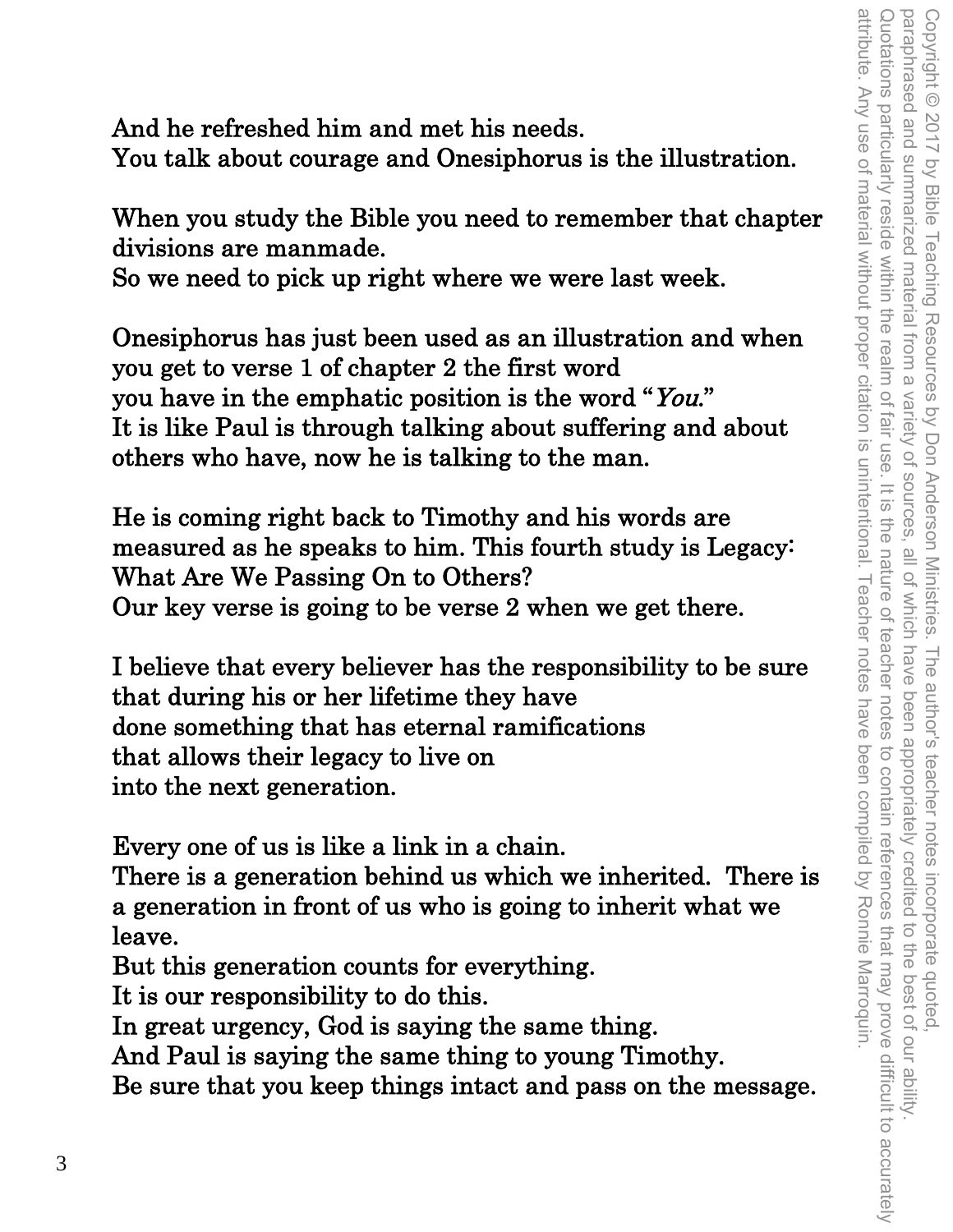And he refreshed him and met his needs.
You talk about courage and Onesiphorus is the illustration.

When you study the Bible you need to remember that chapter divisions are manmade.
So we need to pick up right where we were last week.

Onesiphorus has just been used as an illustration and when you get to verse 1 of chapter 2 the first word
you have in the emphatic position is the word "*You.*"
It is like Paul is through talking about suffering and about others who have, now he is talking to the man.

He is coming right back to Timothy and his words are measured as he speaks to him. This fourth study is Legacy: What Are We Passing On to Others?
Our key verse is going to be verse 2 when we get there.

I believe that every believer has the responsibility to be sure that during his or her lifetime they have
done something that has eternal ramifications
that allows their legacy to live on
into the next generation.

Every one of us is like a link in a chain.
There is a generation behind us which we inherited. There is a generation in front of us who is going to inherit what we leave.
But this generation counts for everything.
It is our responsibility to do this.
In great urgency, God is saying the same thing.
And Paul is saying the same thing to young Timothy.
Be sure that you keep things intact and pass on the message.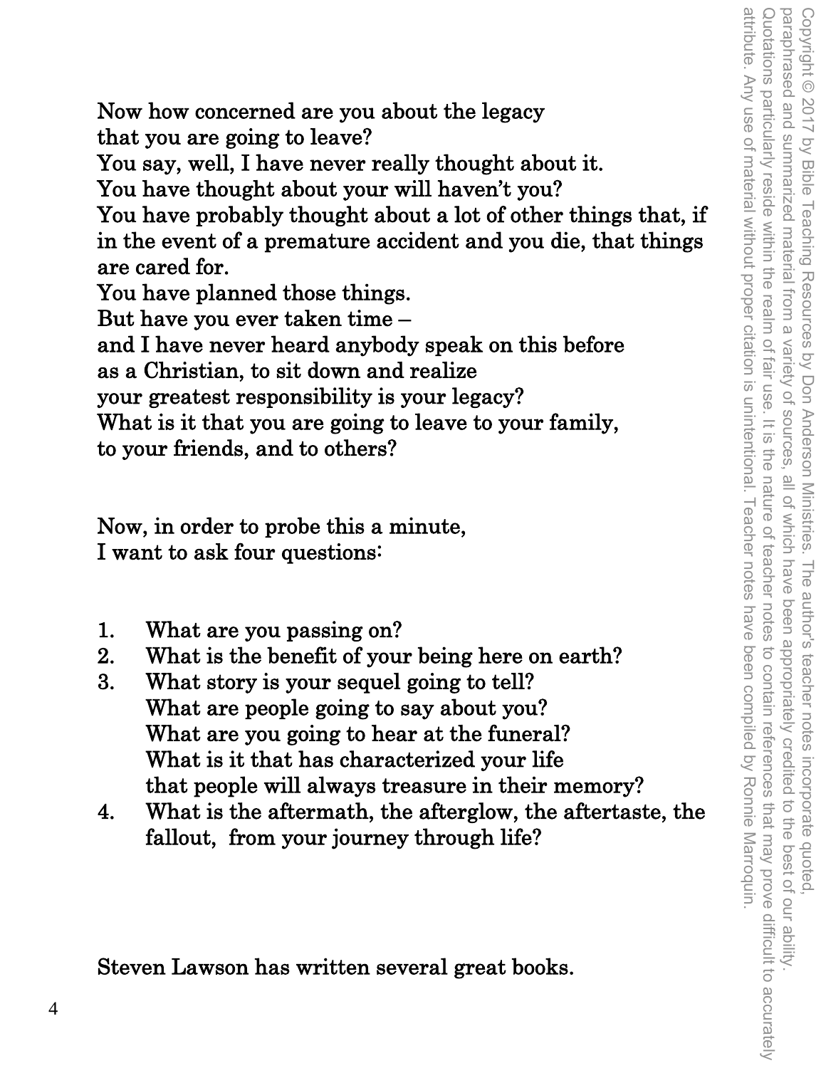Now how concerned are you about the legacy
that you are going to leave?
You say, well, I have never really thought about it.
You have thought about your will haven't you?
You have probably thought about a lot of other things that, if in the event of a premature accident and you die, that things are cared for.
You have planned those things.
But have you ever taken time –
and I have never heard anybody speak on this before
as a Christian, to sit down and realize
your greatest responsibility is your legacy?
What is it that you are going to leave to your family,
to your friends, and to others?

Now, in order to probe this a minute,
I want to ask four questions:

1. What are you passing on?
2. What is the benefit of your being here on earth?
3. What story is your sequel going to tell?
   What are people going to say about you?
   What are you going to hear at the funeral?
   What is it that has characterized your life
   that people will always treasure in their memory?
4. What is the aftermath, the afterglow, the aftertaste, the fallout, from your journey through life?

Steven Lawson has written several great books.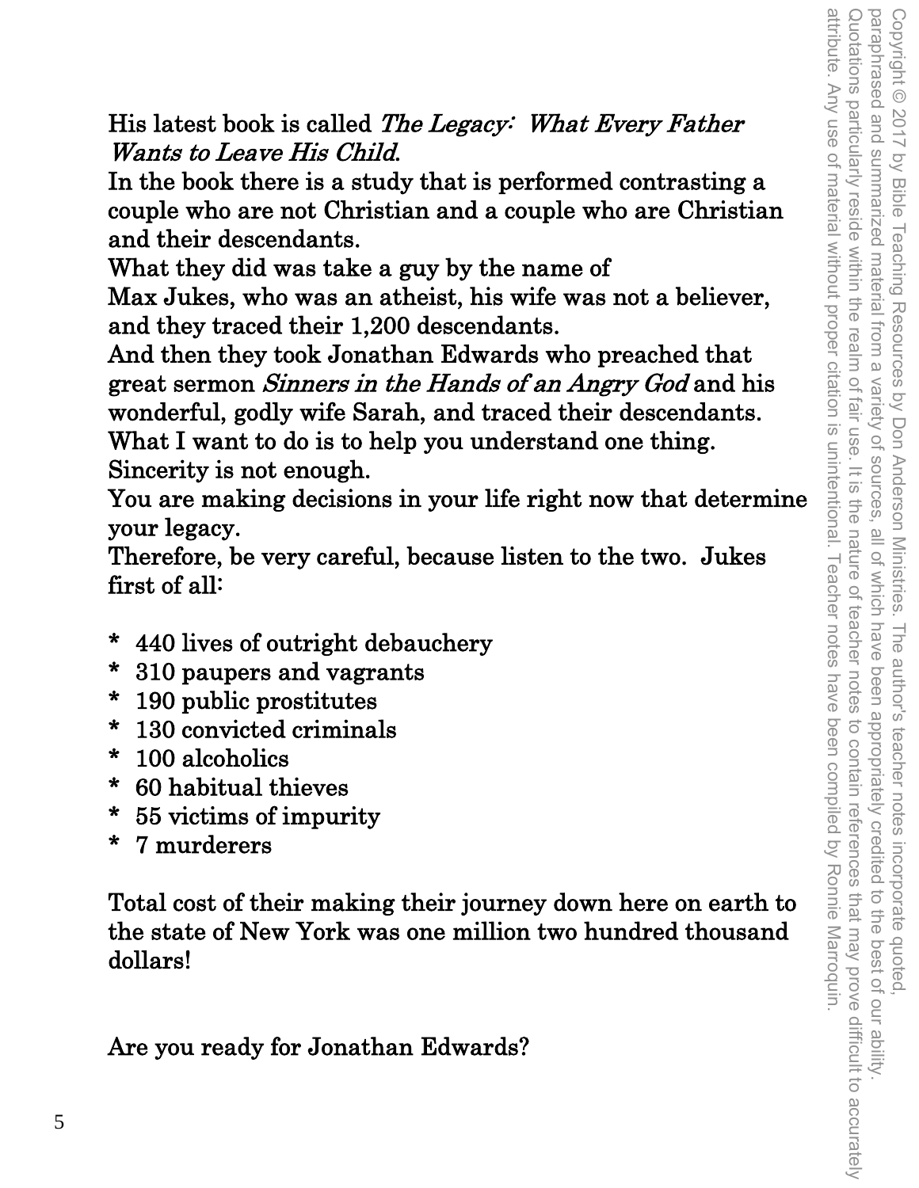His latest book is called *The Legacy: What Every Father Wants to Leave His Child*.

In the book there is a study that is performed contrasting a couple who are not Christian and a couple who are Christian and their descendants.

What they did was take a guy by the name of Max Jukes, who was an atheist, his wife was not a believer, and they traced their 1,200 descendants.

And then they took Jonathan Edwards who preached that great sermon *Sinners in the Hands of an Angry God* and his wonderful, godly wife Sarah, and traced their descendants.

What I want to do is to help you understand one thing.

Sincerity is not enough.

You are making decisions in your life right now that determine your legacy.

Therefore, be very careful, because listen to the two. Jukes first of all:

* 440 lives of outright debauchery
* 310 paupers and vagrants
* 190 public prostitutes
* 130 convicted criminals
* 100 alcoholics
* 60 habitual thieves
* 55 victims of impurity
* 7 murderers

Total cost of their making their journey down here on earth to the state of New York was one million two hundred thousand dollars!

Are you ready for Jonathan Edwards?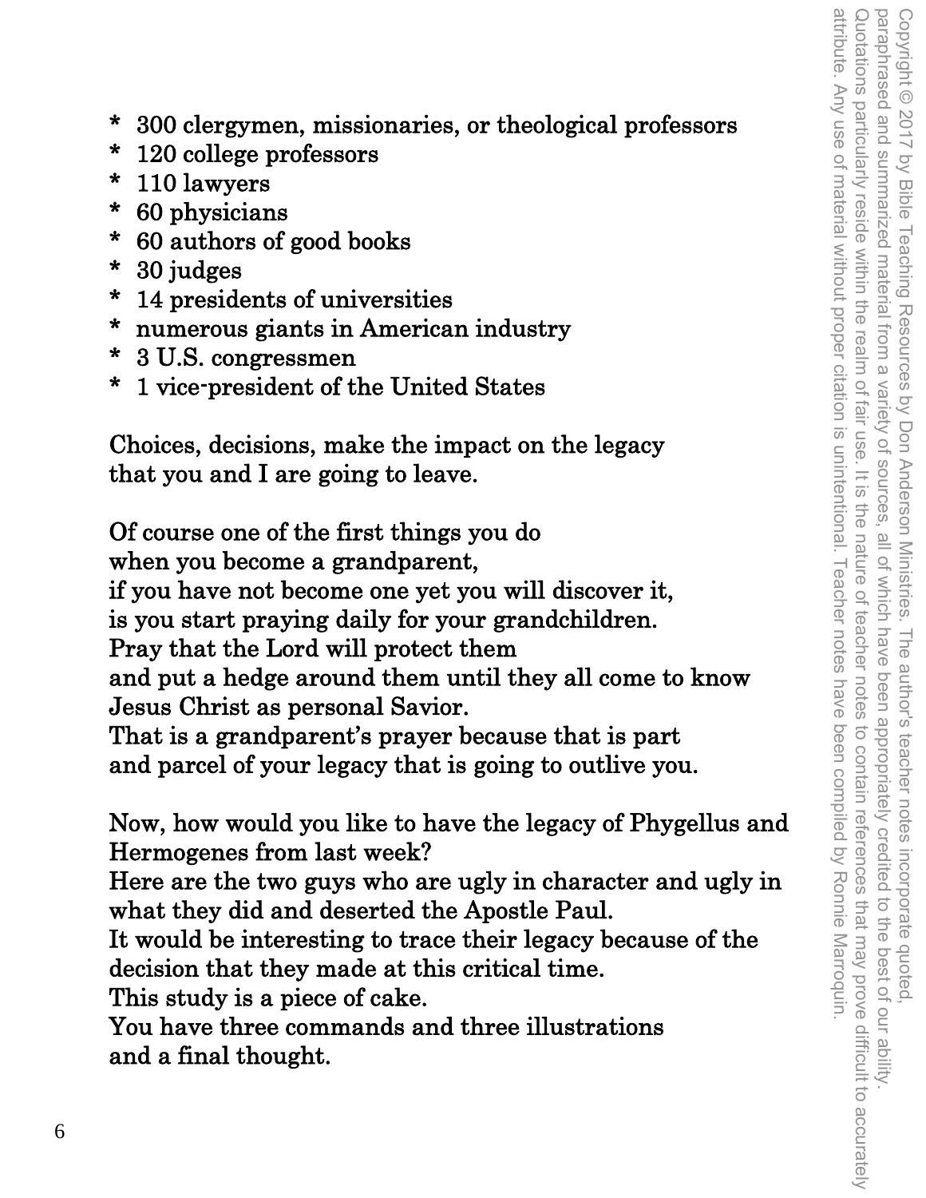* 300 clergymen, missionaries, or theological professors
* 120 college professors
* 110 lawyers
* 60 physicians
* 60 authors of good books
* 30 judges
* 14 presidents of universities
* numerous giants in American industry
* 3 U.S. congressmen
* 1 vice-president of the United States

Choices, decisions, make the impact on the legacy
that you and I are going to leave.

Of course one of the first things you do
when you become a grandparent,
if you have not become one yet you will discover it,
is you start praying daily for your grandchildren.
Pray that the Lord will protect them
and put a hedge around them until they all come to know
Jesus Christ as personal Savior.
That is a grandparent's prayer because that is part
and parcel of your legacy that is going to outlive you.

Now, how would you like to have the legacy of Phygellus and
Hermogenes from last week?
Here are the two guys who are ugly in character and ugly in
what they did and deserted the Apostle Paul.
It would be interesting to trace their legacy because of the
decision that they made at this critical time.
This study is a piece of cake.
You have three commands and three illustrations
and a final thought.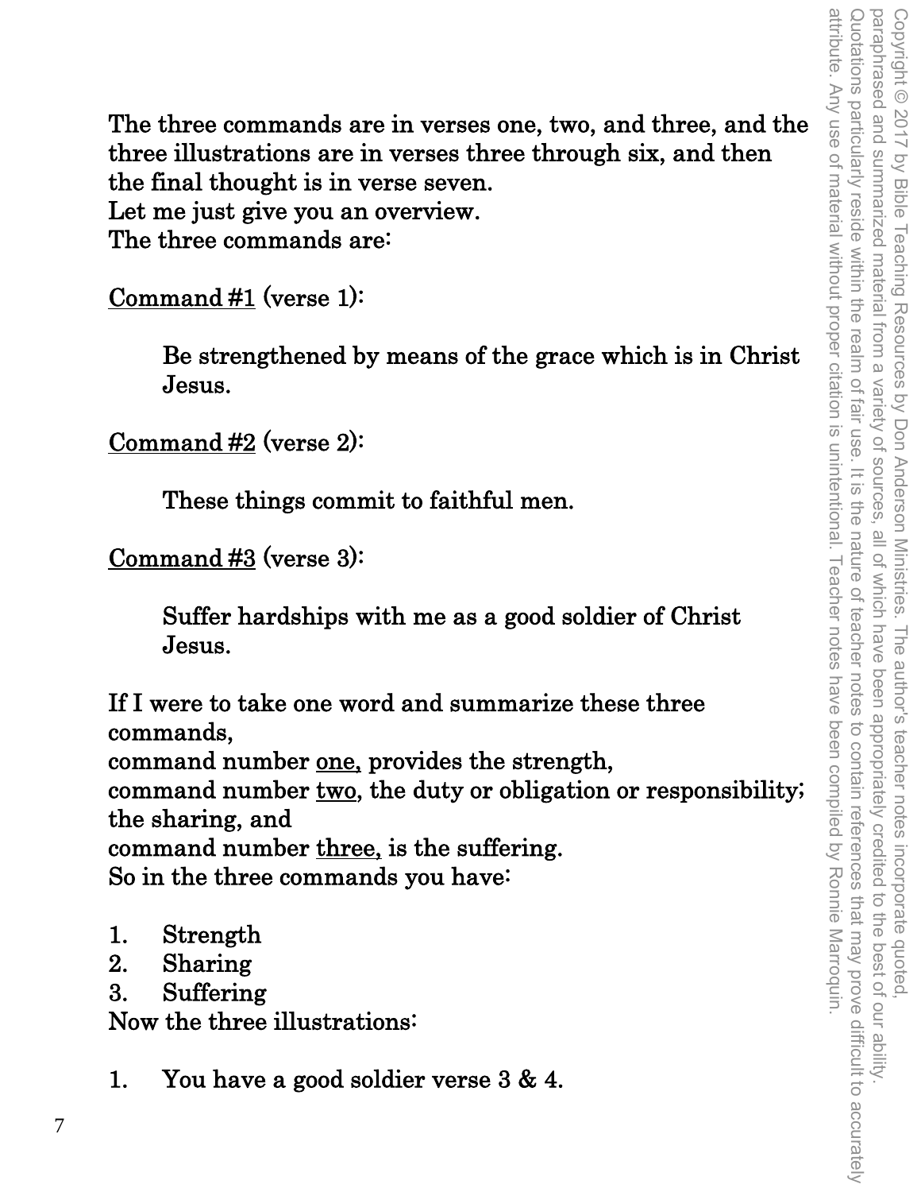The three commands are in verses one, two, and three, and the three illustrations are in verses three through six, and then the final thought is in verse seven.
Let me just give you an overview.
The three commands are:

Command #1 (verse 1):

> Be strengthened by means of the grace which is in Christ Jesus.

Command #2 (verse 2):

> These things commit to faithful men.

Command #3 (verse 3):

> Suffer hardships with me as a good soldier of Christ Jesus.

If I were to take one word and summarize these three commands,
command number one, provides the strength,
command number two, the duty or obligation or responsibility; the sharing, and
command number three, is the suffering.
So in the three commands you have:

1. Strength
2. Sharing
3. Suffering

Now the three illustrations:

1. You have a good soldier verse 3 & 4.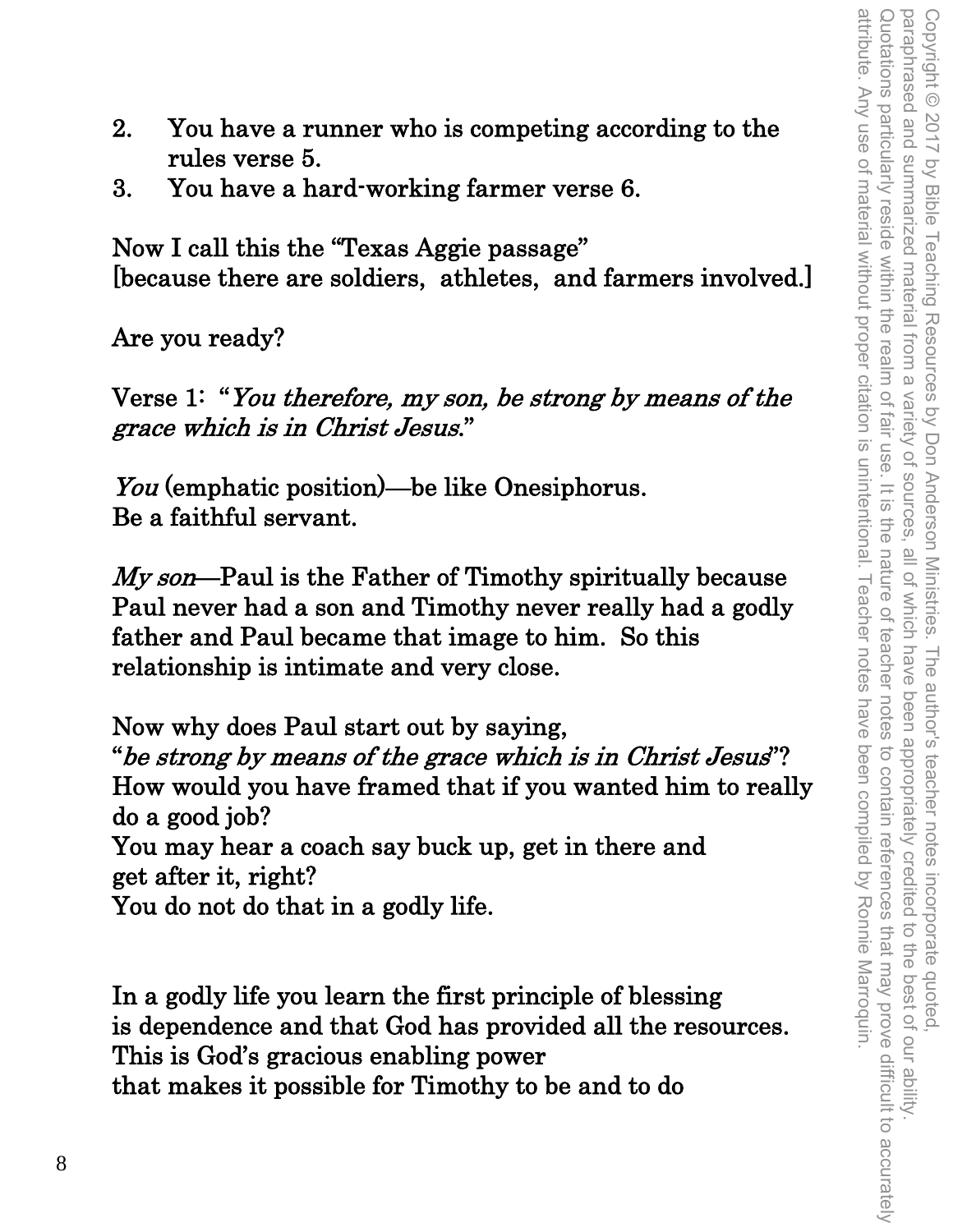2. You have a runner who is competing according to the rules verse 5.
3. You have a hard-working farmer verse 6.

Now I call this the "Texas Aggie passage" [because there are soldiers, athletes, and farmers involved.]

Are you ready?

Verse 1: "*You therefore, my son, be strong by means of the grace which is in Christ Jesus*."

*You* (emphatic position)—be like Onesiphorus.
Be a faithful servant.

*My son*—Paul is the Father of Timothy spiritually because Paul never had a son and Timothy never really had a godly father and Paul became that image to him. So this relationship is intimate and very close.

Now why does Paul start out by saying,
"*be strong by means of the grace which is in Christ Jesus*"?
How would you have framed that if you wanted him to really do a good job?
You may hear a coach say buck up, get in there and get after it, right?
You do not do that in a godly life.

In a godly life you learn the first principle of blessing is dependence and that God has provided all the resources.
This is God's gracious enabling power
that makes it possible for Timothy to be and to do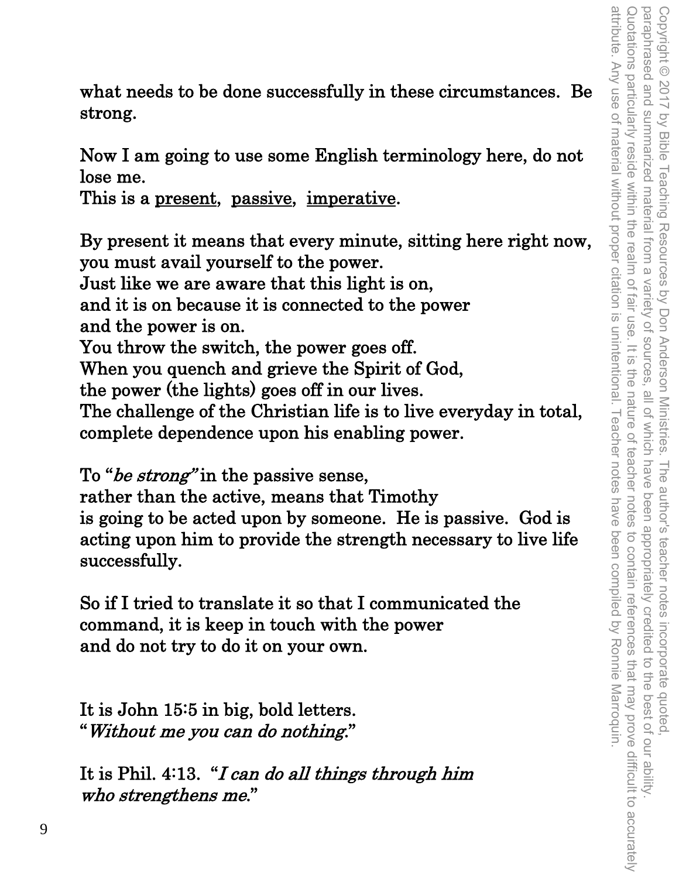what needs to be done successfully in these circumstances. Be strong.

Now I am going to use some English terminology here, do not lose me.
This is a present, passive, imperative.

By present it means that every minute, sitting here right now, you must avail yourself to the power.
Just like we are aware that this light is on,
and it is on because it is connected to the power
and the power is on.
You throw the switch, the power goes off.
When you quench and grieve the Spirit of God,
the power (the lights) goes off in our lives.
The challenge of the Christian life is to live everyday in total, complete dependence upon his enabling power.

To "*be strong*" in the passive sense,
rather than the active, means that Timothy
is going to be acted upon by someone. He is passive. God is acting upon him to provide the strength necessary to live life successfully.

So if I tried to translate it so that I communicated the command, it is keep in touch with the power
and do not try to do it on your own.

It is John 15:5 in big, bold letters.
"*Without me you can do nothing*."

It is Phil. 4:13. "*I can do all things through him who strengthens me*."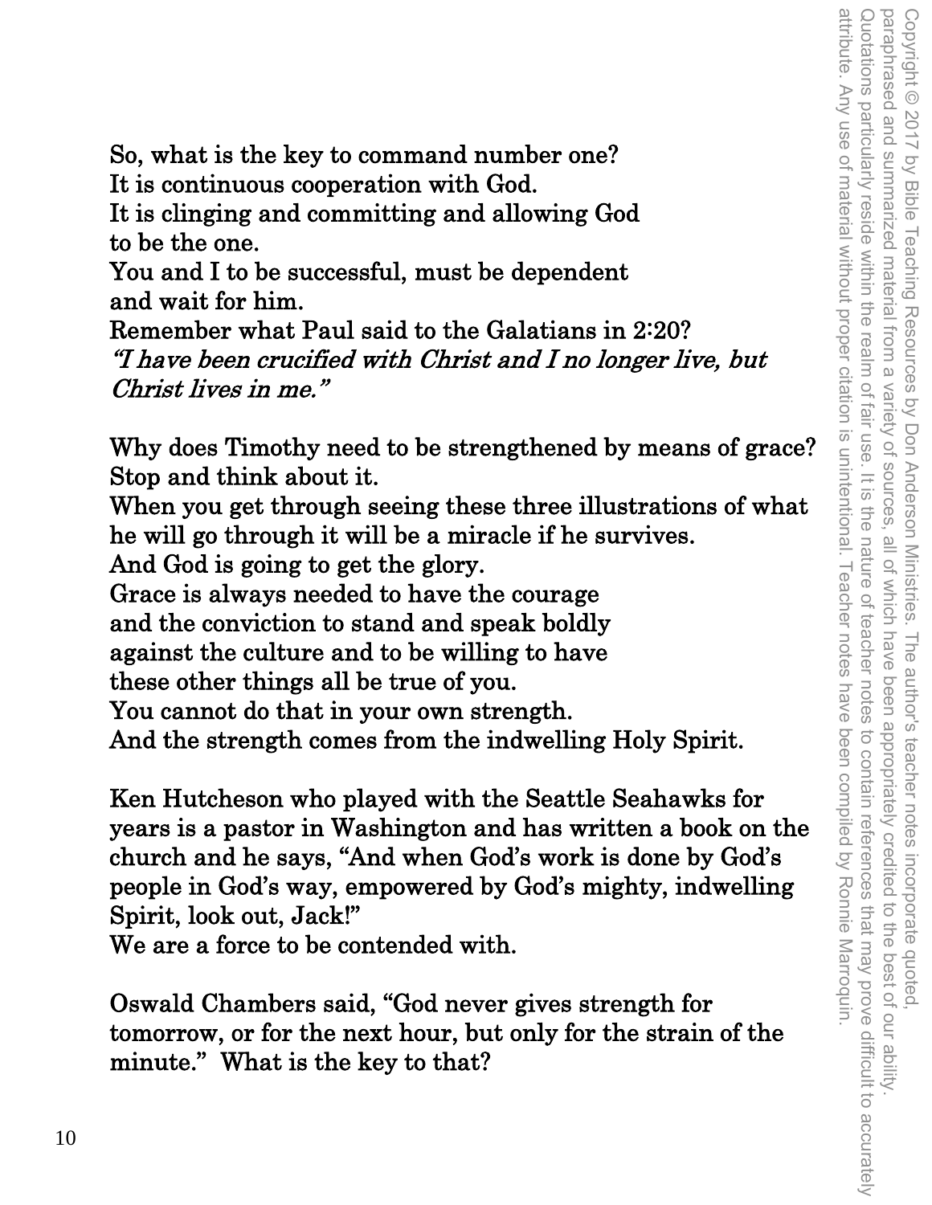So, what is the key to command number one?
It is continuous cooperation with God.
It is clinging and committing and allowing God
to be the one.
You and I to be successful, must be dependent
and wait for him.
Remember what Paul said to the Galatians in 2:20?
*"I have been crucified with Christ and I no longer live, but Christ lives in me."*

Why does Timothy need to be strengthened by means of grace?
Stop and think about it.
When you get through seeing these three illustrations of what he will go through it will be a miracle if he survives.
And God is going to get the glory.
Grace is always needed to have the courage
and the conviction to stand and speak boldly
against the culture and to be willing to have
these other things all be true of you.
You cannot do that in your own strength.
And the strength comes from the indwelling Holy Spirit.

Ken Hutcheson who played with the Seattle Seahawks for years is a pastor in Washington and has written a book on the church and he says, "And when God's work is done by God's people in God's way, empowered by God's mighty, indwelling Spirit, look out, Jack!"
We are a force to be contended with.

Oswald Chambers said, "God never gives strength for tomorrow, or for the next hour, but only for the strain of the minute." What is the key to that?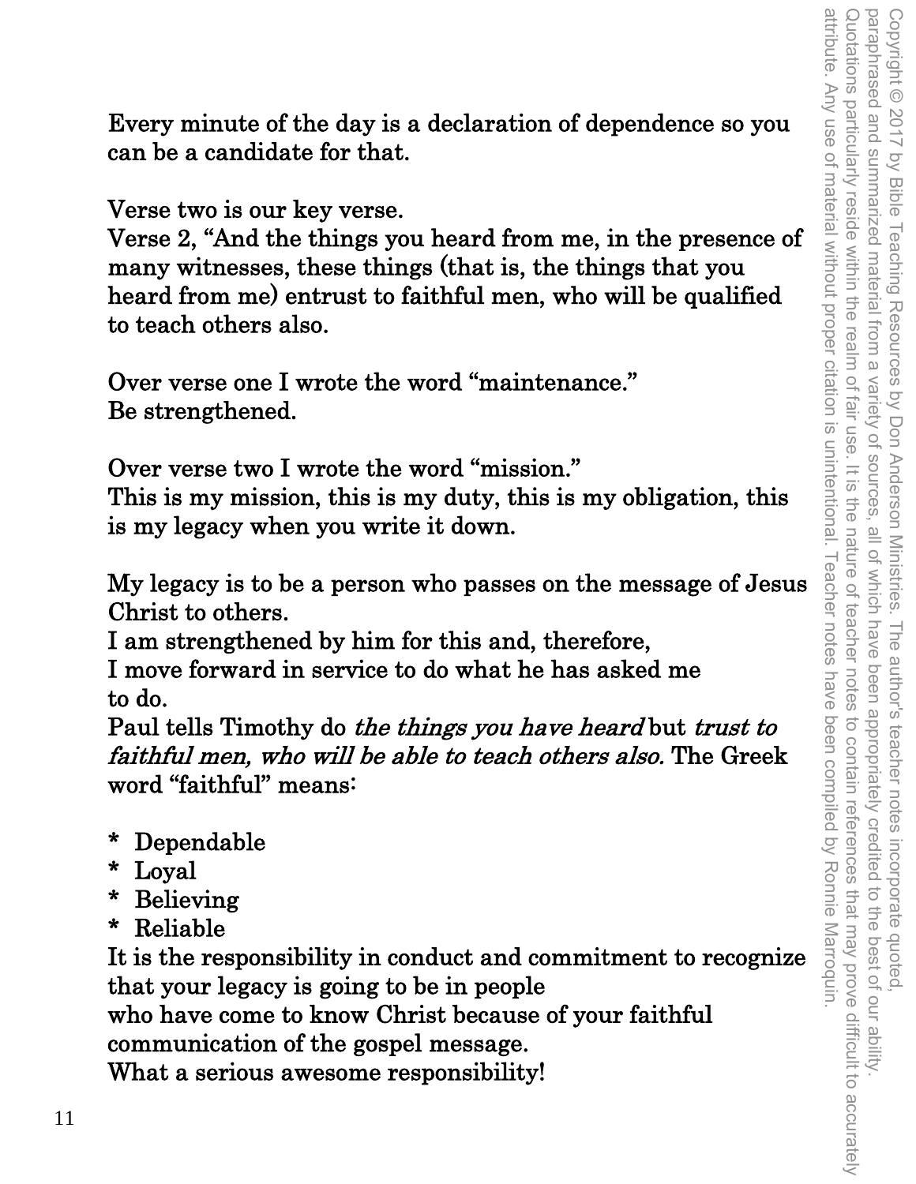Every minute of the day is a declaration of dependence so you can be a candidate for that.

Verse two is our key verse.
Verse 2, "And the things you heard from me, in the presence of many witnesses, these things (that is, the things that you heard from me) entrust to faithful men, who will be qualified to teach others also.

Over verse one I wrote the word "maintenance."
Be strengthened.

Over verse two I wrote the word "mission."
This is my mission, this is my duty, this is my obligation, this is my legacy when you write it down.

My legacy is to be a person who passes on the message of Jesus Christ to others.
I am strengthened by him for this and, therefore,
I move forward in service to do what he has asked me to do.
Paul tells Timothy do *the things you have heard* but *trust to faithful men, who will be able to teach others also.* The Greek word "faithful" means:

* Dependable
* Loyal
* Believing
* Reliable

It is the responsibility in conduct and commitment to recognize that your legacy is going to be in people
who have come to know Christ because of your faithful communication of the gospel message.
What a serious awesome responsibility!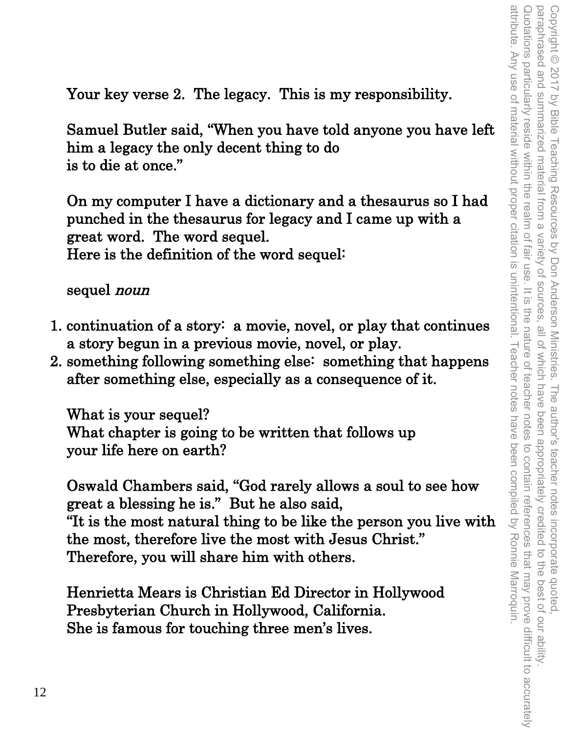Your key verse 2. The legacy. This is my responsibility.

Samuel Butler said, "When you have told anyone you have left him a legacy the only decent thing to do is to die at once."

On my computer I have a dictionary and a thesaurus so I had punched in the thesaurus for legacy and I came up with a great word. The word sequel.
Here is the definition of the word sequel:

sequel *noun*

1. continuation of a story: a movie, novel, or play that continues a story begun in a previous movie, novel, or play.
2. something following something else: something that happens after something else, especially as a consequence of it.

What is your sequel?
What chapter is going to be written that follows up your life here on earth?

Oswald Chambers said, "God rarely allows a soul to see how great a blessing he is." But he also said,
"It is the most natural thing to be like the person you live with the most, therefore live the most with Jesus Christ."
Therefore, you will share him with others.

Henrietta Mears is Christian Ed Director in Hollywood Presbyterian Church in Hollywood, California.
She is famous for touching three men's lives.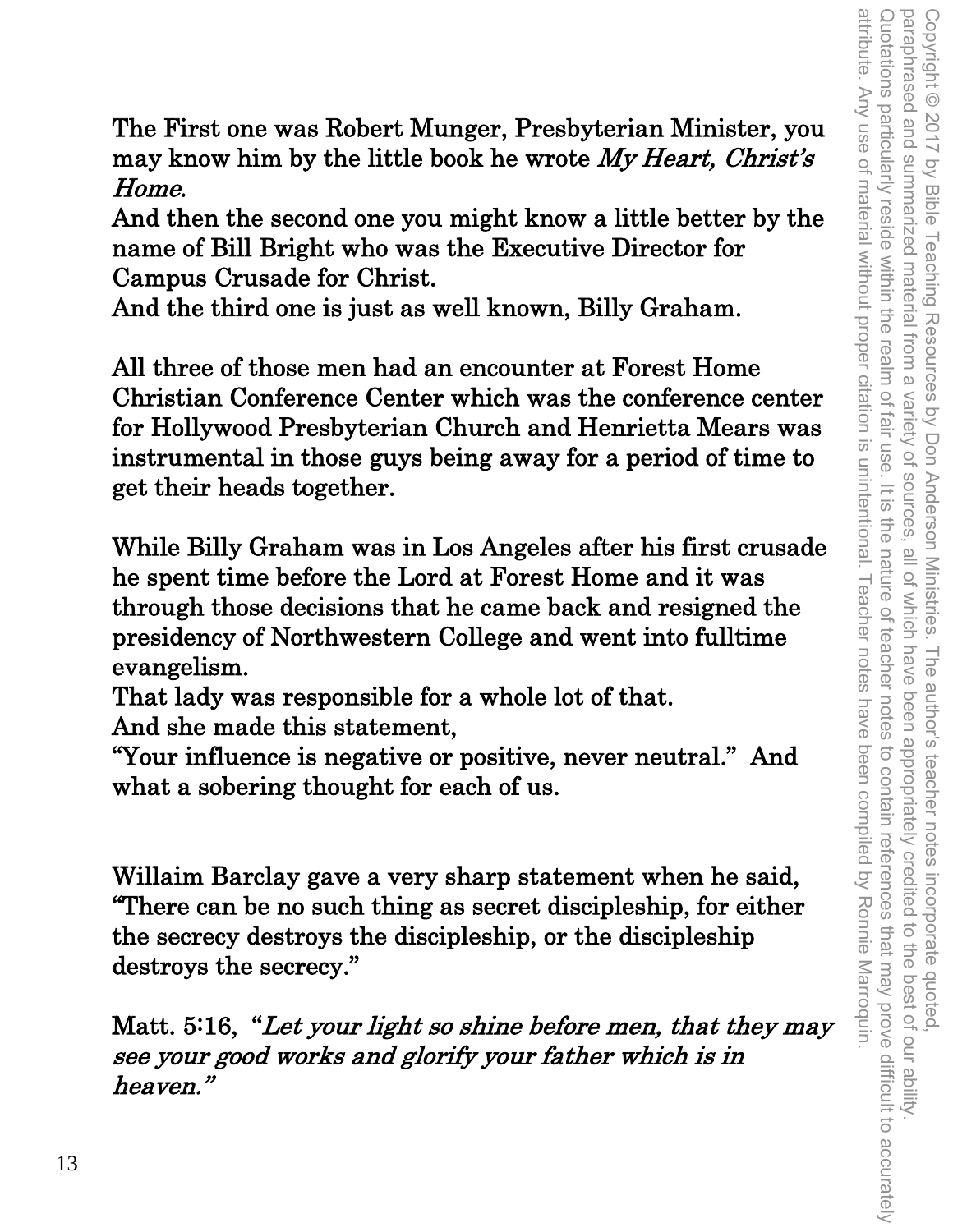The First one was Robert Munger, Presbyterian Minister, you may know him by the little book he wrote *My Heart, Christ's Home*.

And then the second one you might know a little better by the name of Bill Bright who was the Executive Director for Campus Crusade for Christ.

And the third one is just as well known, Billy Graham.

All three of those men had an encounter at Forest Home Christian Conference Center which was the conference center for Hollywood Presbyterian Church and Henrietta Mears was instrumental in those guys being away for a period of time to get their heads together.

While Billy Graham was in Los Angeles after his first crusade he spent time before the Lord at Forest Home and it was through those decisions that he came back and resigned the presidency of Northwestern College and went into fulltime evangelism.

That lady was responsible for a whole lot of that.

And she made this statement,

"Your influence is negative or positive, never neutral." And what a sobering thought for each of us.

Willaim Barclay gave a very sharp statement when he said, "There can be no such thing as secret discipleship, for either the secrecy destroys the discipleship, or the discipleship destroys the secrecy."

Matt. 5:16, "*Let your light so shine before men, that they may see your good works and glorify your father which is in heaven.*"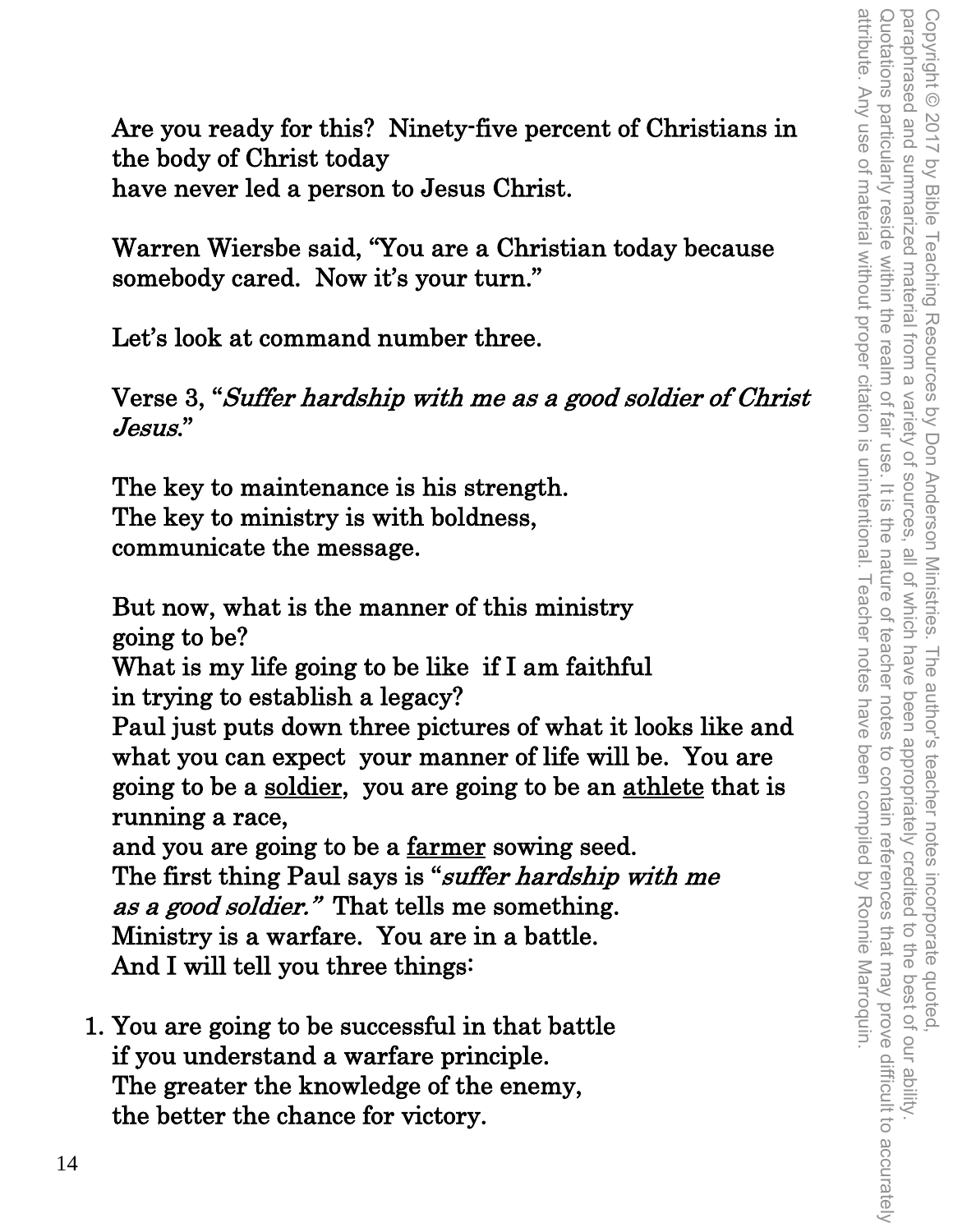Are you ready for this? Ninety-five percent of Christians in the body of Christ today
have never led a person to Jesus Christ.

Warren Wiersbe said, "You are a Christian today because somebody cared. Now it's your turn."

Let's look at command number three.

Verse 3, "*Suffer hardship with me as a good soldier of Christ Jesus.*"

The key to maintenance is his strength.
The key to ministry is with boldness,
communicate the message.

But now, what is the manner of this ministry
going to be?
What is my life going to be like if I am faithful
in trying to establish a legacy?
Paul just puts down three pictures of what it looks like and what you can expect your manner of life will be. You are going to be a <u>soldier</u>, you are going to be an <u>athlete</u> that is running a race,
and you are going to be a <u>farmer</u> sowing seed.
The first thing Paul says is "*suffer hardship with me as a good soldier.*" That tells me something.
Ministry is a warfare. You are in a battle.
And I will tell you three things:

1. You are going to be successful in that battle
   if you understand a warfare principle.
   The greater the knowledge of the enemy,
   the better the chance for victory.

Copyright © 2017 by Bible Teaching Resources by Don Anderson Ministries. The author's teacher notes incorporate quoted, paraphrased and summarized material from a variety of sources, all of which have been appropriately credited to the best of our ability. Quotations particularly reside within the realm of fair use. It is the nature of teacher notes to contain references that may prove difficult to accurately attribute. Any use of material without proper citation is unintentional. Teacher notes have been compiled by Ronnie Marroquin.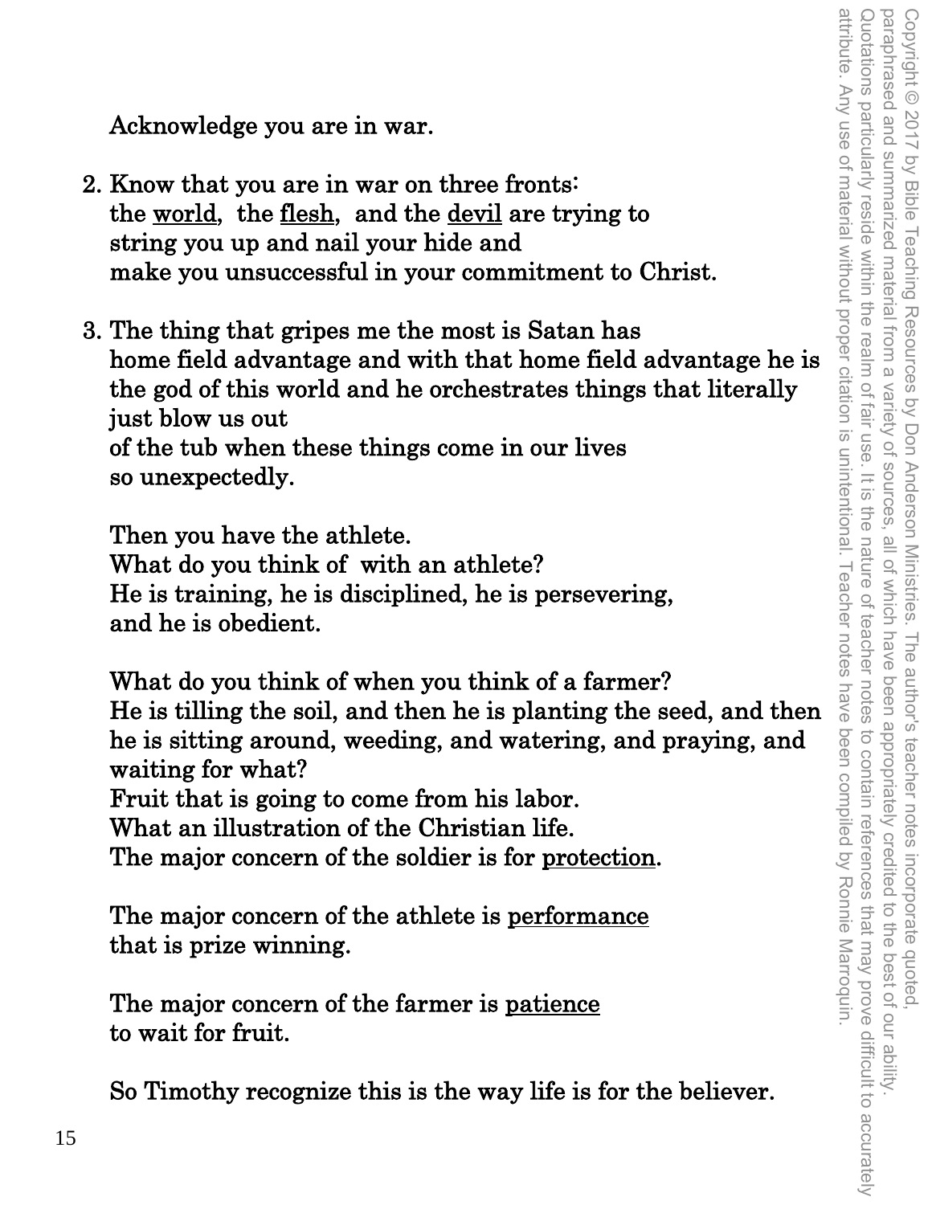Acknowledge you are in war.

2. Know that you are in war on three fronts:
   the world, the flesh, and the devil are trying to
   string you up and nail your hide and
   make you unsuccessful in your commitment to Christ.

3. The thing that gripes me the most is Satan has
   home field advantage and with that home field advantage he is
   the god of this world and he orchestrates things that literally
   just blow us out
   of the tub when these things come in our lives
   so unexpectedly.

   Then you have the athlete.
   What do you think of with an athlete?
   He is training, he is disciplined, he is persevering,
   and he is obedient.

   What do you think of when you think of a farmer?
   He is tilling the soil, and then he is planting the seed, and then
   he is sitting around, weeding, and watering, and praying, and
   waiting for what?
   Fruit that is going to come from his labor.
   What an illustration of the Christian life.
   The major concern of the soldier is for protection.

   The major concern of the athlete is performance
   that is prize winning.

   The major concern of the farmer is patience
   to wait for fruit.

   So Timothy recognize this is the way life is for the believer.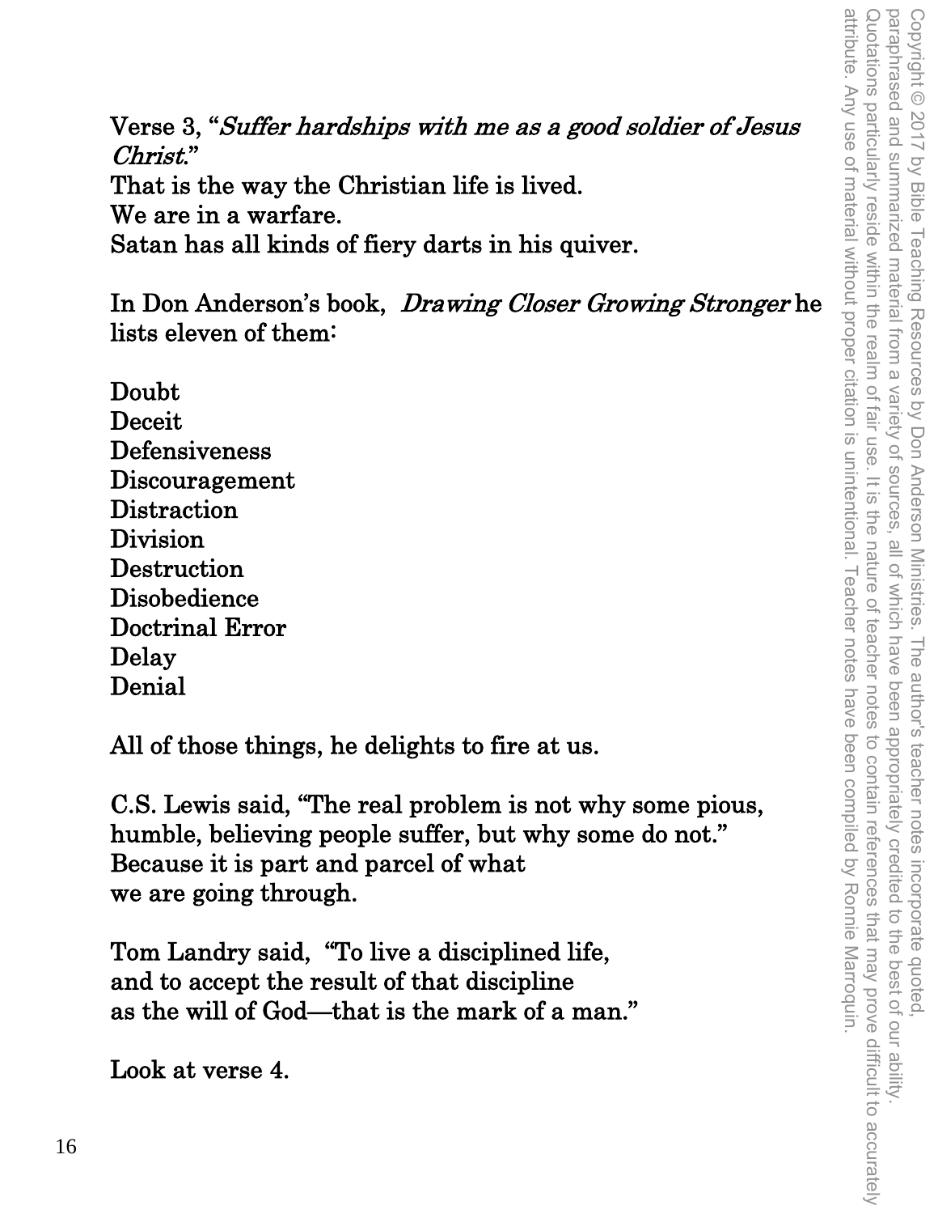Verse 3, "*Suffer hardships with me as a good soldier of Jesus Christ.*"
That is the way the Christian life is lived.
We are in a warfare.
Satan has all kinds of fiery darts in his quiver.

In Don Anderson's book, *Drawing Closer Growing Stronger* he lists eleven of them:

Doubt
Deceit
Defensiveness
Discouragement
Distraction
Division
Destruction
Disobedience
Doctrinal Error
Delay
Denial

All of those things, he delights to fire at us.

C.S. Lewis said, "The real problem is not why some pious, humble, believing people suffer, but why some do not."
Because it is part and parcel of what
we are going through.

Tom Landry said, "To live a disciplined life,
and to accept the result of that discipline
as the will of God—that is the mark of a man."

Look at verse 4.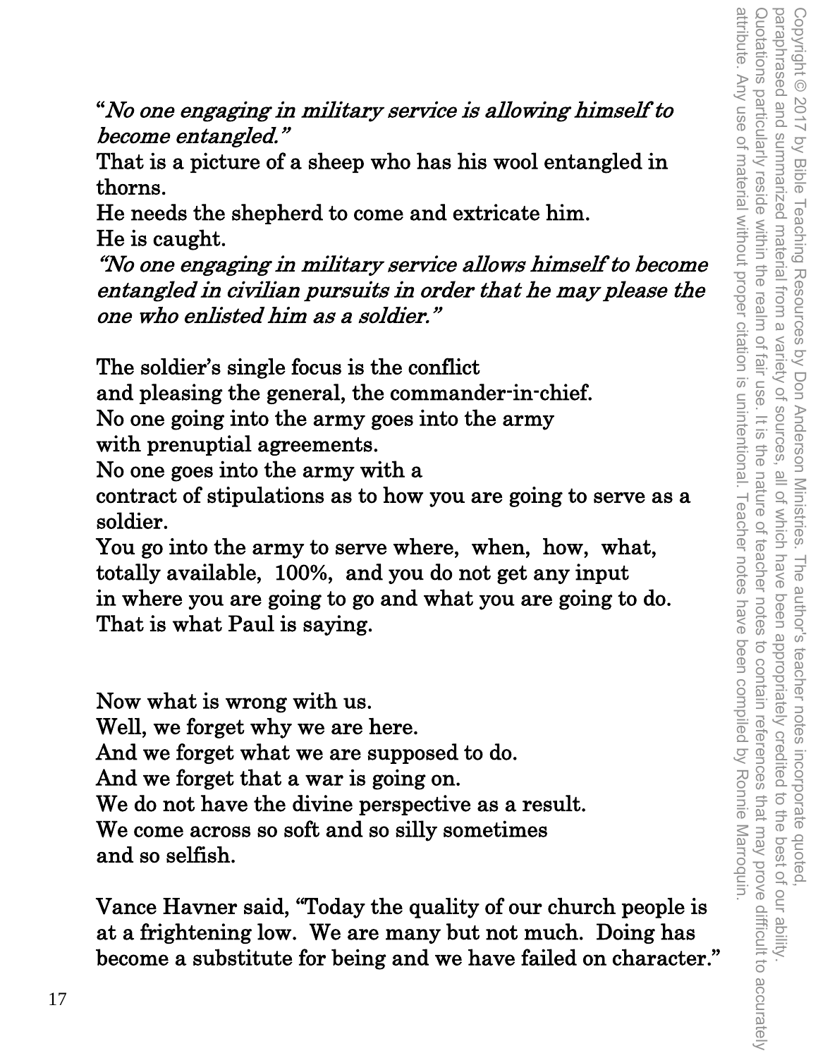"*No one engaging in military service is allowing himself to become entangled.*"
That is a picture of a sheep who has his wool entangled in thorns.
He needs the shepherd to come and extricate him.
He is caught.
*"No one engaging in military service allows himself to become entangled in civilian pursuits in order that he may please the one who enlisted him as a soldier."*

The soldier's single focus is the conflict
and pleasing the general, the commander-in-chief.
No one going into the army goes into the army
with prenuptial agreements.
No one goes into the army with a
contract of stipulations as to how you are going to serve as a soldier.
You go into the army to serve where, when, how, what, totally available, 100%, and you do not get any input
in where you are going to go and what you are going to do.
That is what Paul is saying.

Now what is wrong with us.
Well, we forget why we are here.
And we forget what we are supposed to do.
And we forget that a war is going on.
We do not have the divine perspective as a result.
We come across so soft and so silly sometimes
and so selfish.

Vance Havner said, "Today the quality of our church people is at a frightening low. We are many but not much. Doing has become a substitute for being and we have failed on character."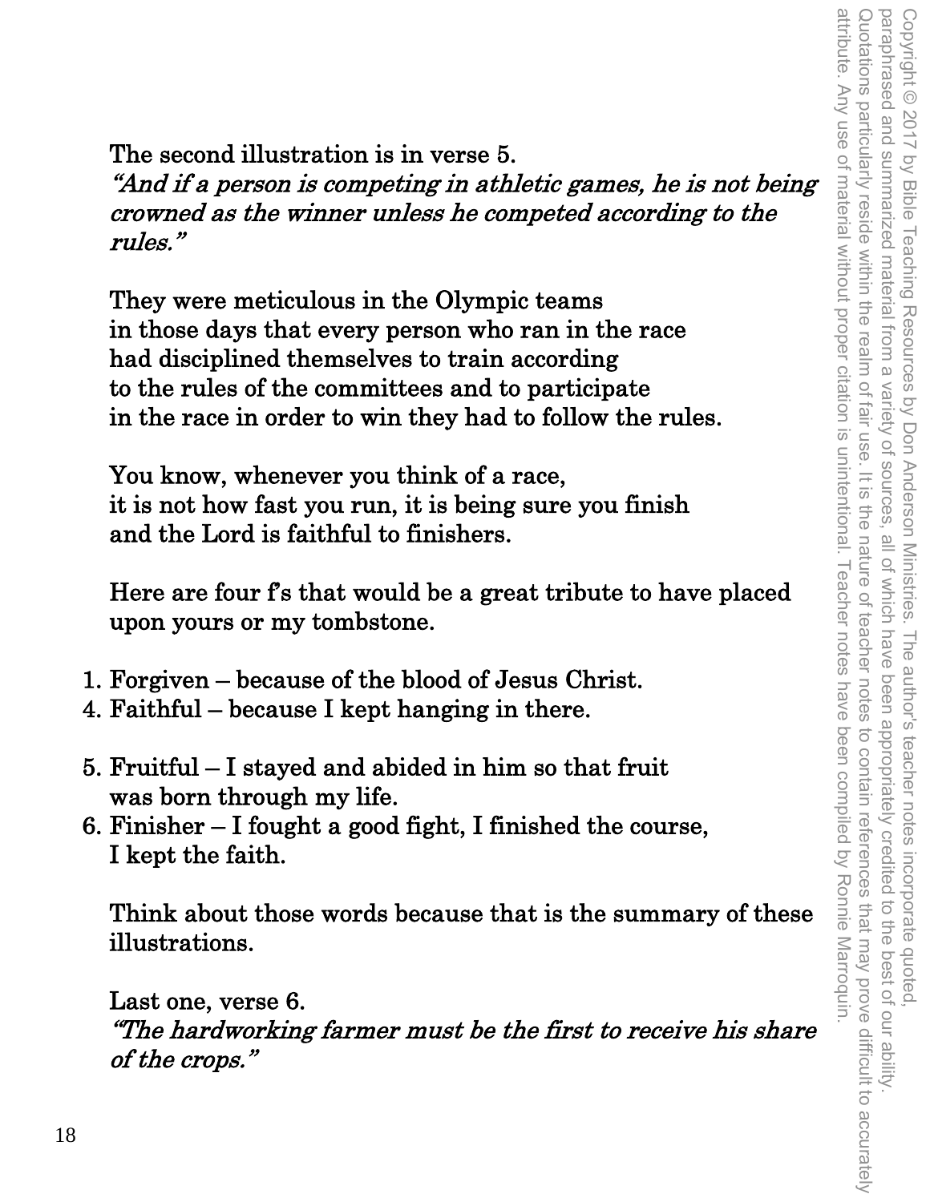The second illustration is in verse 5.
*"And if a person is competing in athletic games, he is not being crowned as the winner unless he competed according to the rules."*

They were meticulous in the Olympic teams
in those days that every person who ran in the race
had disciplined themselves to train according
to the rules of the committees and to participate
in the race in order to win they had to follow the rules.

You know, whenever you think of a race,
it is not how fast you run, it is being sure you finish
and the Lord is faithful to finishers.

Here are four f's that would be a great tribute to have placed upon yours or my tombstone.

1. Forgiven – because of the blood of Jesus Christ.
4. Faithful – because I kept hanging in there.

5. Fruitful – I stayed and abided in him so that fruit was born through my life.
6. Finisher – I fought a good fight, I finished the course, I kept the faith.

Think about those words because that is the summary of these illustrations.

Last one, verse 6.
*"The hardworking farmer must be the first to receive his share of the crops."*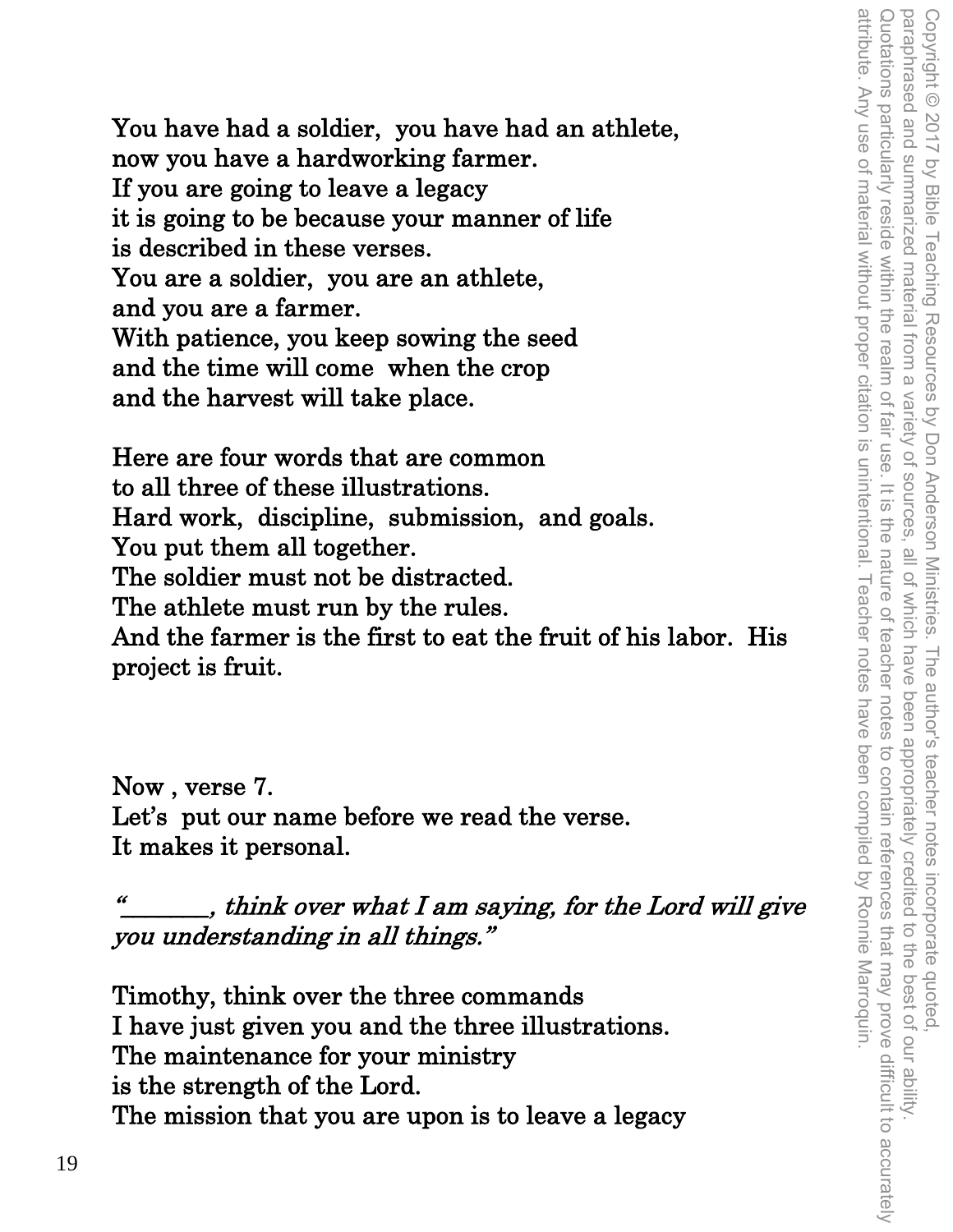You have had a soldier, you have had an athlete,
now you have a hardworking farmer.
If you are going to leave a legacy
it is going to be because your manner of life
is described in these verses.
You are a soldier, you are an athlete,
and you are a farmer.
With patience, you keep sowing the seed
and the time will come when the crop
and the harvest will take place.

Here are four words that are common
to all three of these illustrations.
Hard work, discipline, submission, and goals.
You put them all together.
The soldier must not be distracted.
The athlete must run by the rules.
And the farmer is the first to eat the fruit of his labor. His
project is fruit.

Now , verse 7.
Let's put our name before we read the verse.
It makes it personal.

*"_______, think over what I am saying, for the Lord will give you understanding in all things."*

Timothy, think over the three commands
I have just given you and the three illustrations.
The maintenance for your ministry
is the strength of the Lord.
The mission that you are upon is to leave a legacy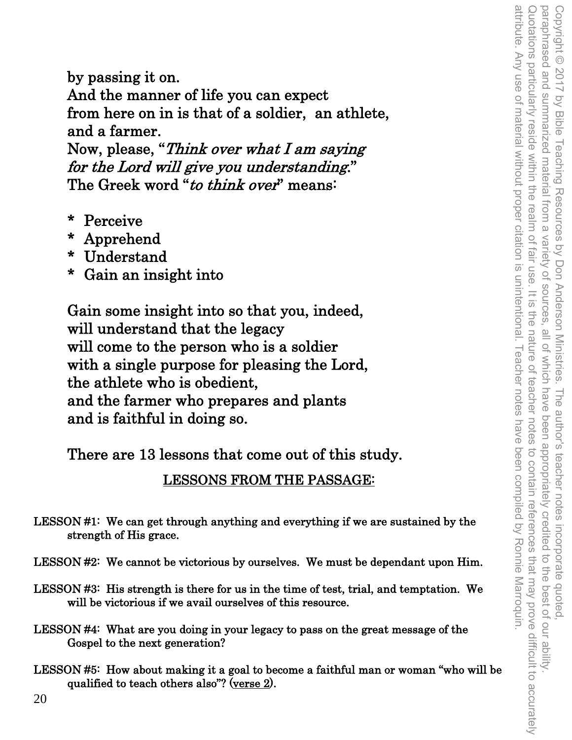by passing it on.
And the manner of life you can expect
from here on in is that of a soldier, an athlete,
and a farmer.
Now, please, "*Think over what I am saying for the Lord will give you understanding.*"
The Greek word "*to think over*" means:

* Perceive
* Apprehend
* Understand
* Gain an insight into

Gain some insight into so that you, indeed,
will understand that the legacy
will come to the person who is a soldier
with a single purpose for pleasing the Lord,
the athlete who is obedient,
and the farmer who prepares and plants
and is faithful in doing so.

There are 13 lessons that come out of this study.

## LESSONS FROM THE PASSAGE:

LESSON #1: We can get through anything and everything if we are sustained by the strength of His grace.

LESSON #2: We cannot be victorious by ourselves. We must be dependant upon Him.

LESSON #3: His strength is there for us in the time of test, trial, and temptation. We will be victorious if we avail ourselves of this resource.

LESSON #4: What are you doing in your legacy to pass on the great message of the Gospel to the next generation?

LESSON #5: How about making it a goal to become a faithful man or woman "who will be qualified to teach others also"? (verse 2).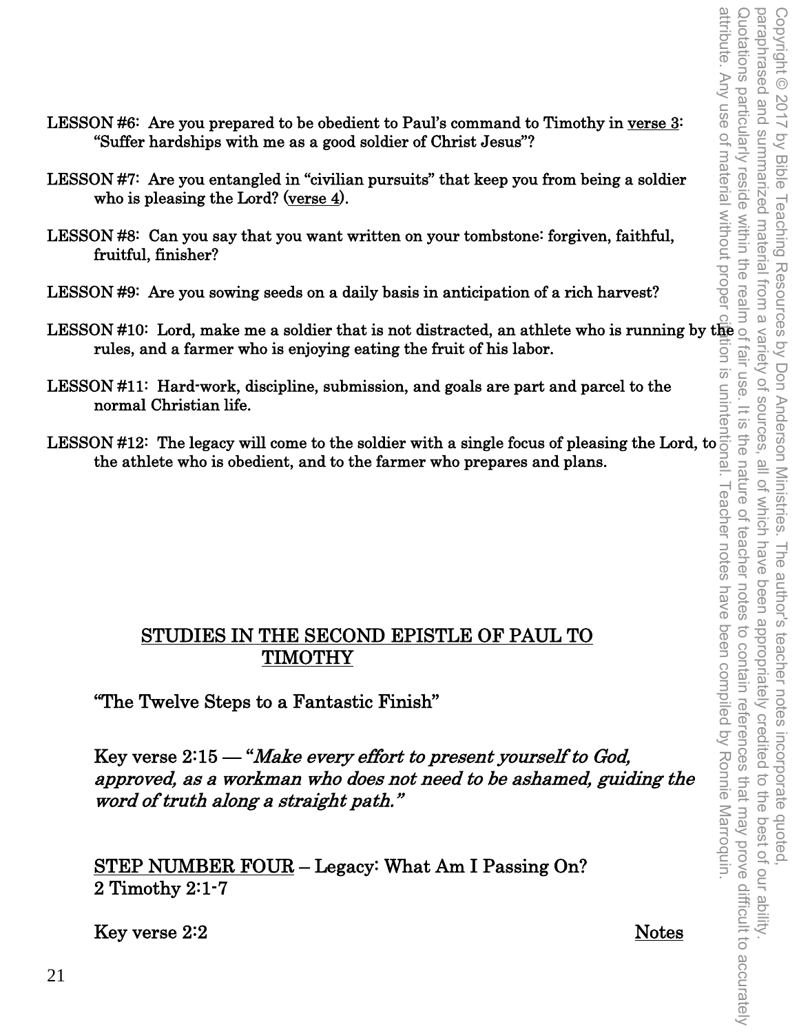LESSON #6: Are you prepared to be obedient to Paul's command to Timothy in verse 3: "Suffer hardships with me as a good soldier of Christ Jesus"?

LESSON #7: Are you entangled in "civilian pursuits" that keep you from being a soldier who is pleasing the Lord? (verse 4).

LESSON #8: Can you say that you want written on your tombstone: forgiven, faithful, fruitful, finisher?

LESSON #9: Are you sowing seeds on a daily basis in anticipation of a rich harvest?

LESSON #10: Lord, make me a soldier that is not distracted, an athlete who is running by the rules, and a farmer who is enjoying eating the fruit of his labor.

LESSON #11: Hard-work, discipline, submission, and goals are part and parcel to the normal Christian life.

LESSON #12: The legacy will come to the soldier with a single focus of pleasing the Lord, to the athlete who is obedient, and to the farmer who prepares and plans.

## STUDIES IN THE SECOND EPISTLE OF PAUL TO TIMOTHY

"The Twelve Steps to a Fantastic Finish"

Key verse 2:15 — "*Make every effort to present yourself to God, approved, as a workman who does not need to be ashamed, guiding the word of truth along a straight path.*"

STEP NUMBER FOUR – Legacy: What Am I Passing On?
2 Timothy 2:1-7

Key verse 2:2 Notes

Copyright © 2017 by Bible Teaching Resources by Don Anderson Ministries. The author's teacher notes incorporate quoted, paraphrased and summarized material from a variety of sources, all of which have been appropriately credited to the best of our ability. Quotations particularly reside within the realm of fair use. It is the nature of teacher notes to contain references that may prove difficult to accurately attribute. Any use of material without proper citation is unintentional. Teacher notes have been compiled by Ronnie Marroquin.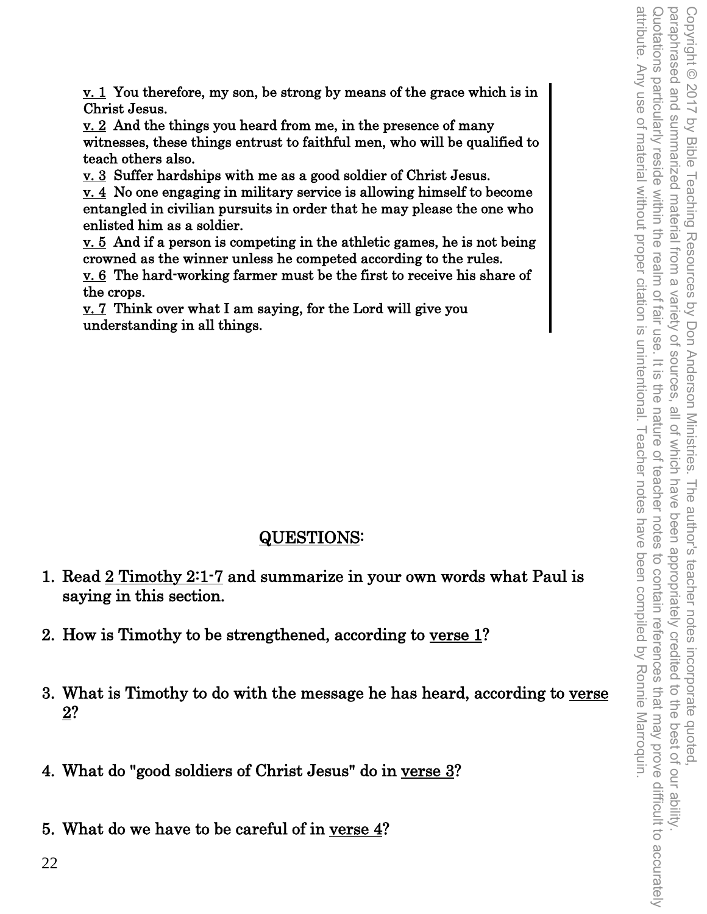v. 1 You therefore, my son, be strong by means of the grace which is in Christ Jesus.

v. 2 And the things you heard from me, in the presence of many witnesses, these things entrust to faithful men, who will be qualified to teach others also.

v. 3 Suffer hardships with me as a good soldier of Christ Jesus.

v. 4 No one engaging in military service is allowing himself to become entangled in civilian pursuits in order that he may please the one who enlisted him as a soldier.

v. 5 And if a person is competing in the athletic games, he is not being crowned as the winner unless he competed according to the rules.

v. 6 The hard-working farmer must be the first to receive his share of the crops.

v. 7 Think over what I am saying, for the Lord will give you understanding in all things.

## QUESTIONS:

1. Read 2 Timothy 2:1-7 and summarize in your own words what Paul is saying in this section.

2. How is Timothy to be strengthened, according to verse 1?

3. What is Timothy to do with the message he has heard, according to verse 2?

4. What do "good soldiers of Christ Jesus" do in verse 3?

5. What do we have to be careful of in verse 4?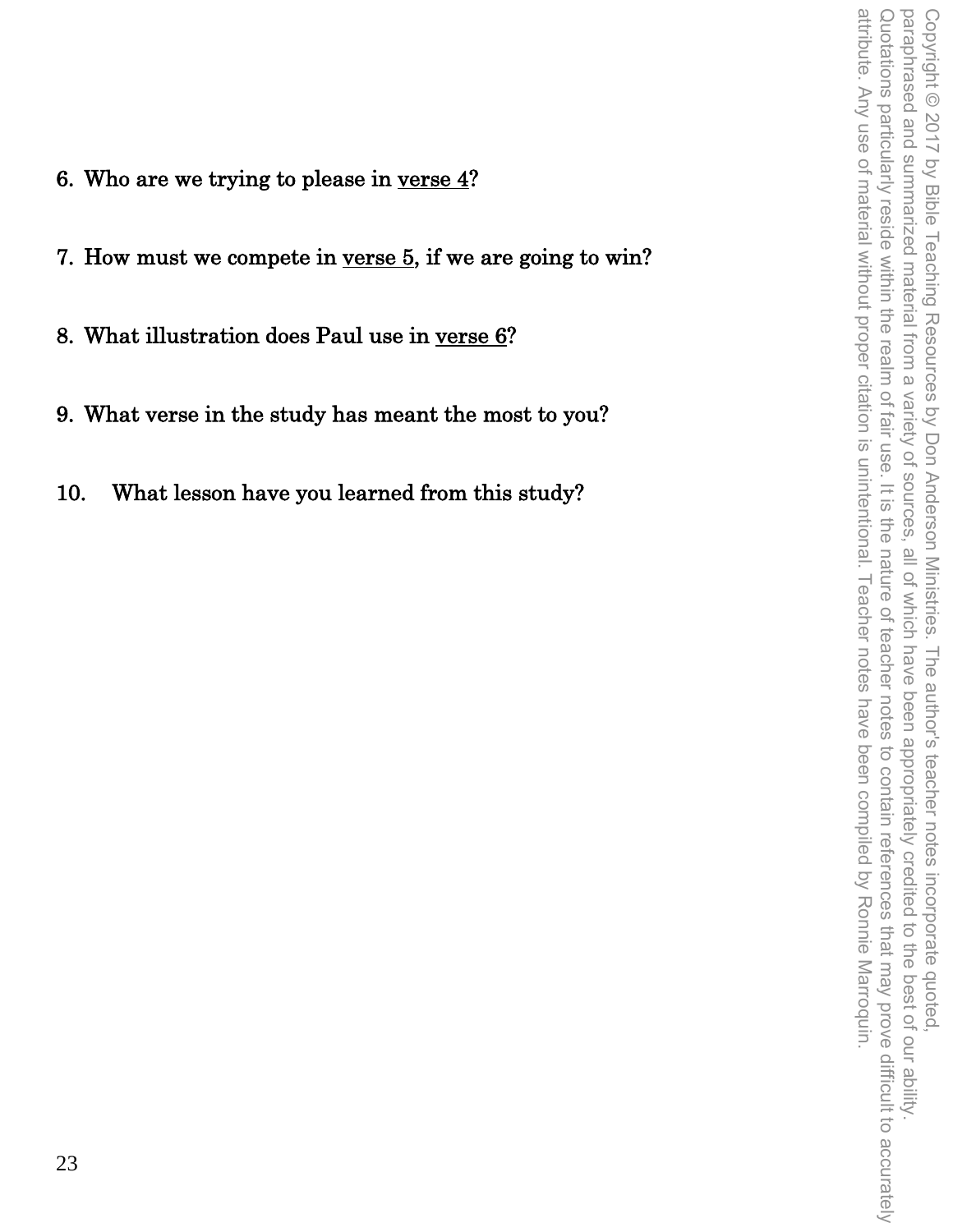6. Who are we trying to please in verse 4?

7. How must we compete in verse 5, if we are going to win?

8. What illustration does Paul use in verse 6?

9. What verse in the study has meant the most to you?

10. What lesson have you learned from this study?